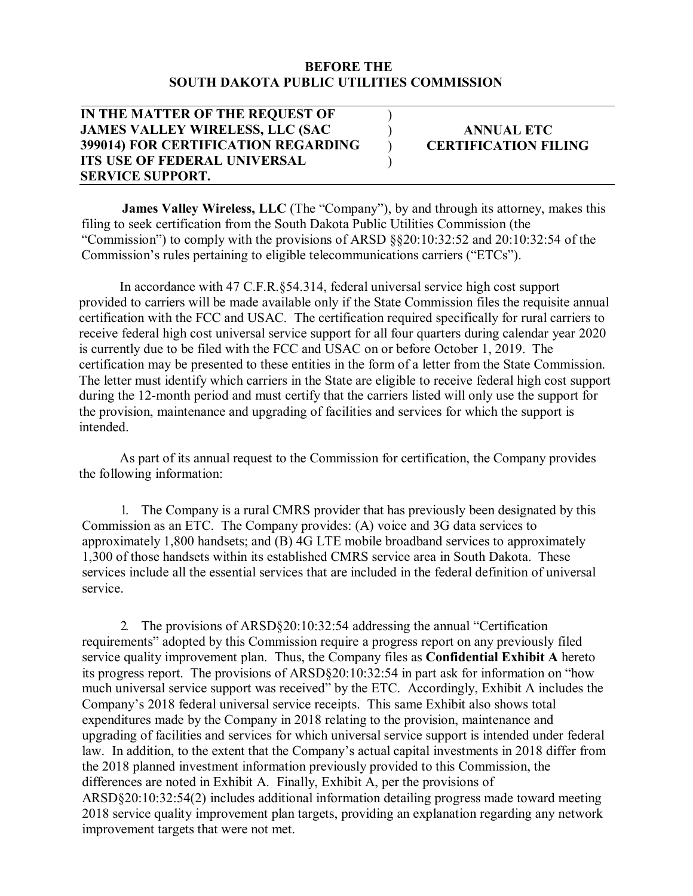**BEFORE THE**
**SOUTH DAKOTA PUBLIC UTILITIES COMMISSION**

| | | |
|---|---|---|
| **IN THE MATTER OF THE REQUEST OF JAMES VALLEY WIRELESS, LLC (SAC 399014) FOR CERTIFICATION REGARDING ITS USE OF FEDERAL UNIVERSAL SERVICE SUPPORT.** | ) ) ) ) | **ANNUAL ETC CERTIFICATION FILING** |

**James Valley Wireless, LLC** (The "Company"), by and through its attorney, makes this filing to seek certification from the South Dakota Public Utilities Commission (the "Commission") to comply with the provisions of ARSD §§20:10:32:52 and 20:10:32:54 of the Commission's rules pertaining to eligible telecommunications carriers ("ETCs").

In accordance with 47 C.F.R.§54.314, federal universal service high cost support provided to carriers will be made available only if the State Commission files the requisite annual certification with the FCC and USAC. The certification required specifically for rural carriers to receive federal high cost universal service support for all four quarters during calendar year 2020 is currently due to be filed with the FCC and USAC on or before October 1, 2019. The certification may be presented to these entities in the form of a letter from the State Commission. The letter must identify which carriers in the State are eligible to receive federal high cost support during the 12-month period and must certify that the carriers listed will only use the support for the provision, maintenance and upgrading of facilities and services for which the support is intended.

As part of its annual request to the Commission for certification, the Company provides the following information:

1. The Company is a rural CMRS provider that has previously been designated by this Commission as an ETC. The Company provides: (A) voice and 3G data services to approximately 1,800 handsets; and (B) 4G LTE mobile broadband services to approximately 1,300 of those handsets within its established CMRS service area in South Dakota. These services include all the essential services that are included in the federal definition of universal service.

2. The provisions of ARSD§20:10:32:54 addressing the annual "Certification requirements" adopted by this Commission require a progress report on any previously filed service quality improvement plan. Thus, the Company files as **Confidential Exhibit A** hereto its progress report. The provisions of ARSD§20:10:32:54 in part ask for information on "how much universal service support was received" by the ETC. Accordingly, Exhibit A includes the Company's 2018 federal universal service receipts. This same Exhibit also shows total expenditures made by the Company in 2018 relating to the provision, maintenance and upgrading of facilities and services for which universal service support is intended under federal law. In addition, to the extent that the Company's actual capital investments in 2018 differ from the 2018 planned investment information previously provided to this Commission, the differences are noted in Exhibit A. Finally, Exhibit A, per the provisions of ARSD§20:10:32:54(2) includes additional information detailing progress made toward meeting 2018 service quality improvement plan targets, providing an explanation regarding any network improvement targets that were not met.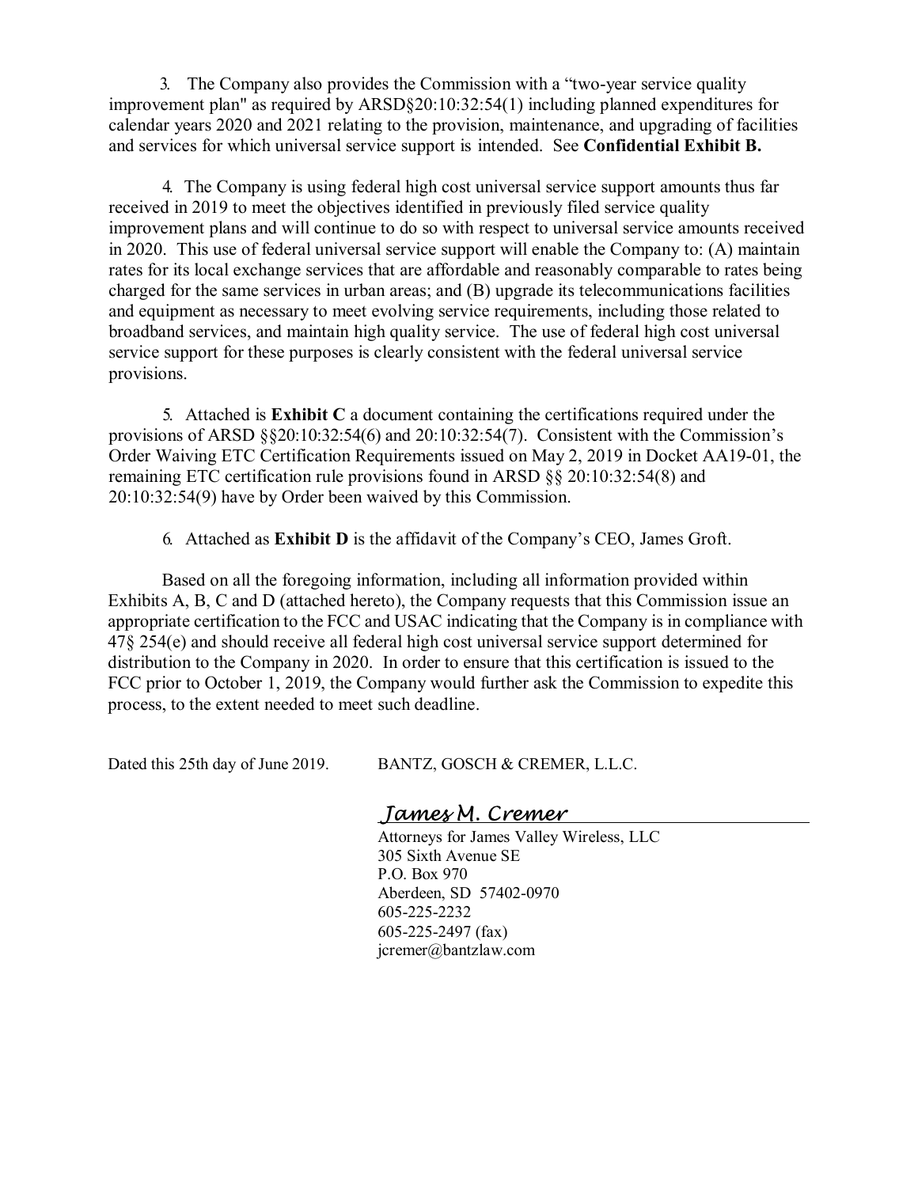3. The Company also provides the Commission with a "two-year service quality improvement plan" as required by ARSD§20:10:32:54(1) including planned expenditures for calendar years 2020 and 2021 relating to the provision, maintenance, and upgrading of facilities and services for which universal service support is intended. See **Confidential Exhibit B.**

4. The Company is using federal high cost universal service support amounts thus far received in 2019 to meet the objectives identified in previously filed service quality improvement plans and will continue to do so with respect to universal service amounts received in 2020. This use of federal universal service support will enable the Company to: (A) maintain rates for its local exchange services that are affordable and reasonably comparable to rates being charged for the same services in urban areas; and (B) upgrade its telecommunications facilities and equipment as necessary to meet evolving service requirements, including those related to broadband services, and maintain high quality service. The use of federal high cost universal service support for these purposes is clearly consistent with the federal universal service provisions.

5. Attached is **Exhibit C** a document containing the certifications required under the provisions of ARSD §§20:10:32:54(6) and 20:10:32:54(7). Consistent with the Commission's Order Waiving ETC Certification Requirements issued on May 2, 2019 in Docket AA19-01, the remaining ETC certification rule provisions found in ARSD §§ 20:10:32:54(8) and 20:10:32:54(9) have by Order been waived by this Commission.

6. Attached as **Exhibit D** is the affidavit of the Company's CEO, James Groft.

Based on all the foregoing information, including all information provided within Exhibits A, B, C and D (attached hereto), the Company requests that this Commission issue an appropriate certification to the FCC and USAC indicating that the Company is in compliance with 47§ 254(e) and should receive all federal high cost universal service support determined for distribution to the Company in 2020. In order to ensure that this certification is issued to the FCC prior to October 1, 2019, the Company would further ask the Commission to expedite this process, to the extent needed to meet such deadline.

Dated this 25th day of June 2019.

BANTZ, GOSCH & CREMER, L.L.C.

*James M. Cremer*

Attorneys for James Valley Wireless, LLC
305 Sixth Avenue SE
P.O. Box 970
Aberdeen, SD 57402-0970
605-225-2232
605-225-2497 (fax)
jcremer@bantzlaw.com